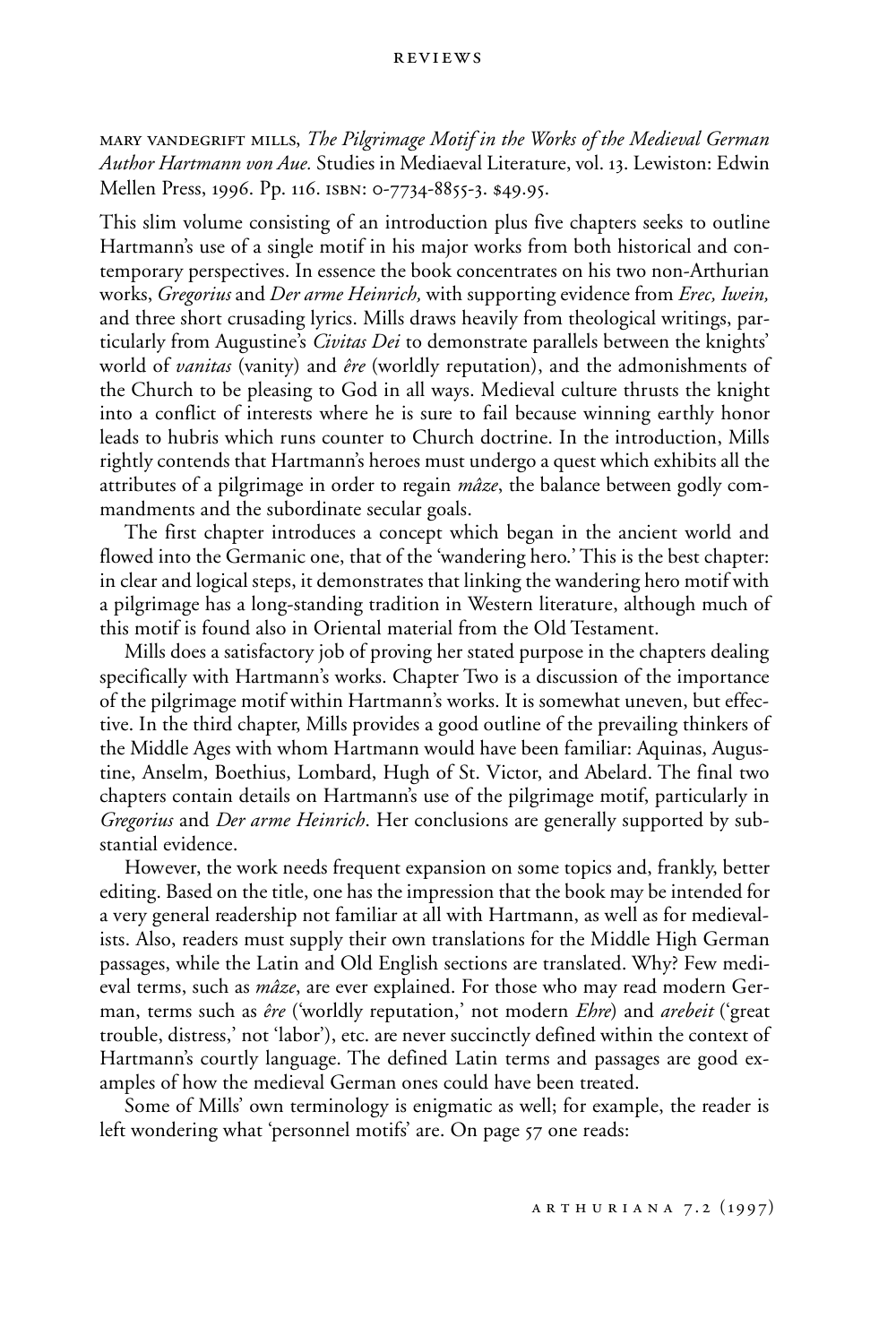MARY VANDEGRIFT MILLS, *The Pilgrimage Motif in the Works of the Medieval German Author Hartmann von Aue.* Studies in Mediaeval Literature, vol. 13. Lewiston: Edwin Mellen Press, 1996. Pp. 116. ISBN: 0-7734-8855-3. $49.95.

This slim volume consisting of an introduction plus five chapters seeks to outline Hartmann's use of a single motif in his major works from both historical and contemporary perspectives. In essence the book concentrates on his two non-Arthurian works, *Gregorius* and *Der arme Heinrich,* with supporting evidence from *Erec, Iwein,* and three short crusading lyrics. Mills draws heavily from theological writings, particularly from Augustine's *Civitas Dei* to demonstrate parallels between the knights' world of *vanitas* (vanity) and *êre* (worldly reputation), and the admonishments of the Church to be pleasing to God in all ways. Medieval culture thrusts the knight into a conflict of interests where he is sure to fail because winning earthly honor leads to hubris which runs counter to Church doctrine. In the introduction, Mills rightly contends that Hartmann's heroes must undergo a quest which exhibits all the attributes of a pilgrimage in order to regain *mâze*, the balance between godly commandments and the subordinate secular goals.

The first chapter introduces a concept which began in the ancient world and flowed into the Germanic one, that of the 'wandering hero.' This is the best chapter: in clear and logical steps, it demonstrates that linking the wandering hero motif with a pilgrimage has a long-standing tradition in Western literature, although much of this motif is found also in Oriental material from the Old Testament.

Mills does a satisfactory job of proving her stated purpose in the chapters dealing specifically with Hartmann's works. Chapter Two is a discussion of the importance of the pilgrimage motif within Hartmann's works. It is somewhat uneven, but effective. In the third chapter, Mills provides a good outline of the prevailing thinkers of the Middle Ages with whom Hartmann would have been familiar: Aquinas, Augustine, Anselm, Boethius, Lombard, Hugh of St. Victor, and Abelard. The final two chapters contain details on Hartmann's use of the pilgrimage motif, particularly in *Gregorius* and *Der arme Heinrich*. Her conclusions are generally supported by substantial evidence.

However, the work needs frequent expansion on some topics and, frankly, better editing. Based on the title, one has the impression that the book may be intended for a very general readership not familiar at all with Hartmann, as well as for medievalists. Also, readers must supply their own translations for the Middle High German passages, while the Latin and Old English sections are translated. Why? Few medieval terms, such as *mâze*, are ever explained. For those who may read modern German, terms such as *êre* ('worldly reputation,' not modern *Ehre*) and *arebeit* ('great trouble, distress,' not 'labor'), etc. are never succinctly defined within the context of Hartmann's courtly language. The defined Latin terms and passages are good examples of how the medieval German ones could have been treated.

Some of Mills' own terminology is enigmatic as well; for example, the reader is left wondering what 'personnel motifs' are. On page 57 one reads: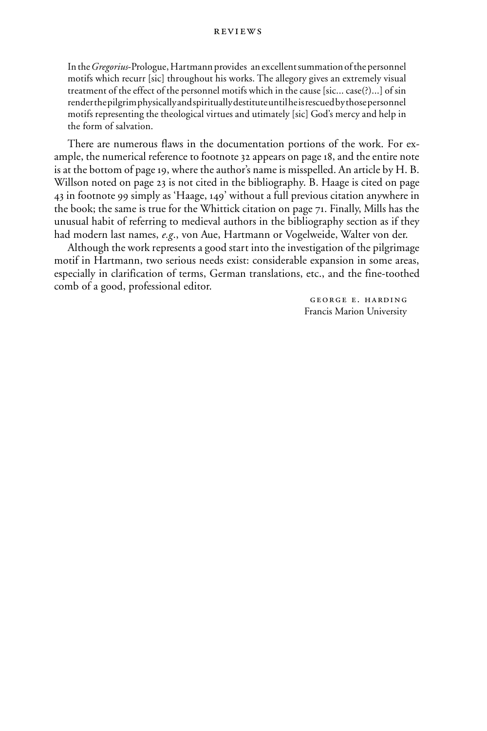> In the *Gregorius*-Prologue, Hartmann provides an excellent summation of the personnel motifs which recurr [sic] throughout his works. The allegory gives an extremely visual treatment of the effect of the personnel motifs which in the cause [sic... case(?)...] of sin render the pilgrim physically and spiritually destitute until he is rescued by those personnel motifs representing the theological virtues and utimately [sic] God's mercy and help in the form of salvation.

There are numerous flaws in the documentation portions of the work. For example, the numerical reference to footnote 32 appears on page 18, and the entire note is at the bottom of page 19, where the author's name is misspelled. An article by H. B. Willson noted on page 23 is not cited in the bibliography. B. Haage is cited on page 43 in footnote 99 simply as 'Haage, 149' without a full previous citation anywhere in the book; the same is true for the Whittick citation on page 71. Finally, Mills has the unusual habit of referring to medieval authors in the bibliography section as if they had modern last names, *e.g.*, von Aue, Hartmann or Vogelweide, Walter von der.

Although the work represents a good start into the investigation of the pilgrimage motif in Hartmann, two serious needs exist: considerable expansion in some areas, especially in clarification of terms, German translations, etc., and the fine-toothed comb of a good, professional editor.

GEORGE E. HARDING
Francis Marion University